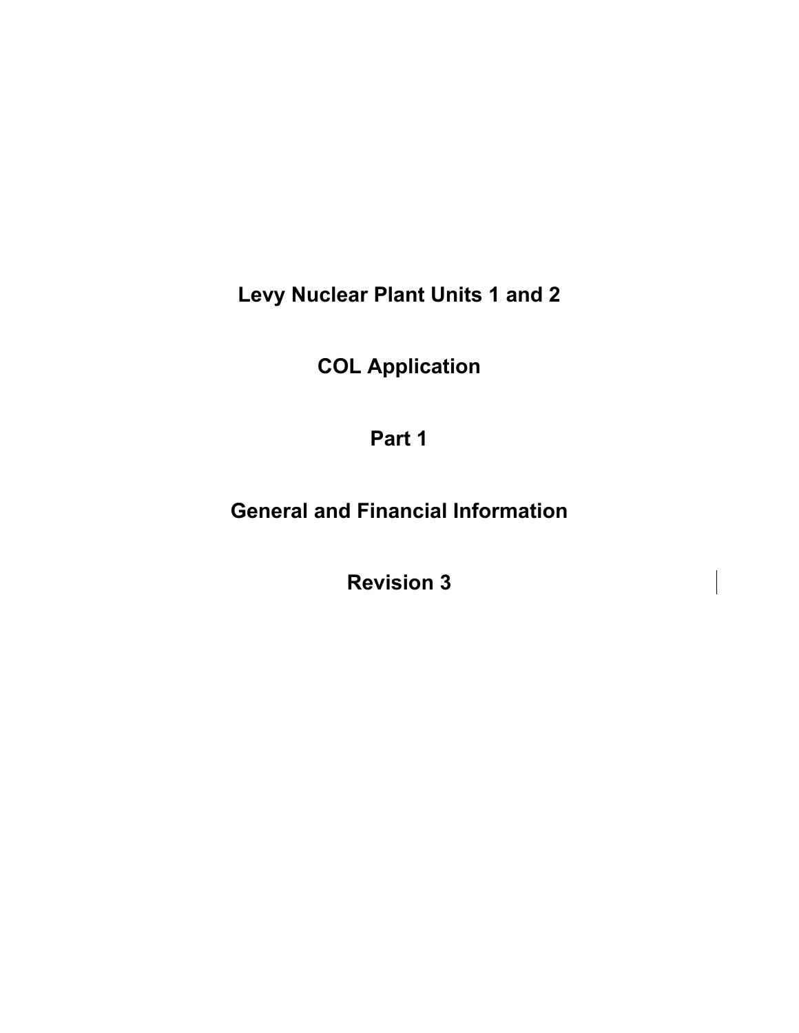# Levy Nuclear Plant Units 1 and 2

# COL Application

# Part 1

# General and Financial Information

# Revision 3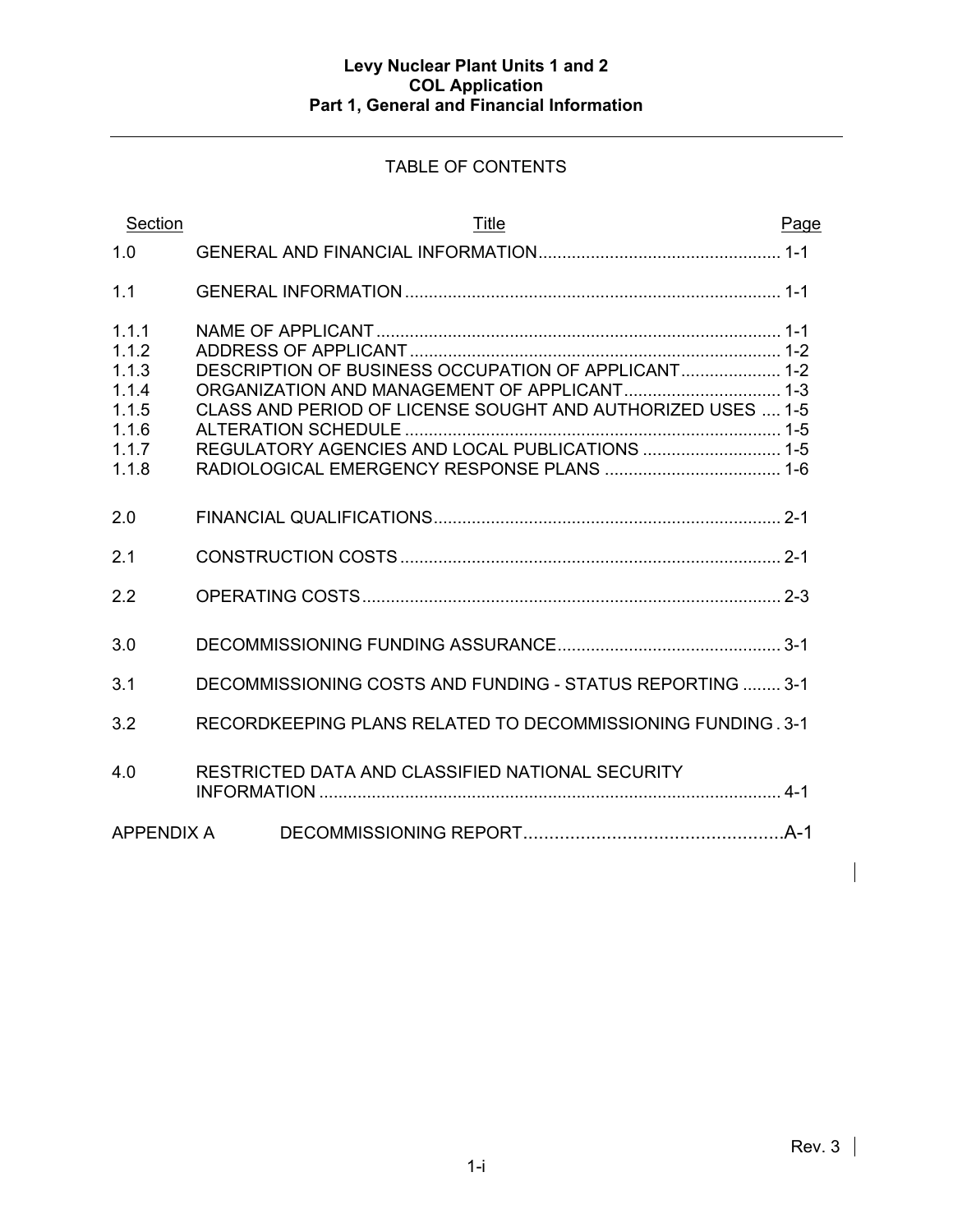TABLE OF CONTENTS

| Section | Title | Page |
|---|---|---|
| 1.0 | GENERAL AND FINANCIAL INFORMATION | 1-1 |
| 1.1 | GENERAL INFORMATION | 1-1 |
| 1.1.1 | NAME OF APPLICANT | 1-1 |
| 1.1.2 | ADDRESS OF APPLICANT | 1-2 |
| 1.1.3 | DESCRIPTION OF BUSINESS OCCUPATION OF APPLICANT | 1-2 |
| 1.1.4 | ORGANIZATION AND MANAGEMENT OF APPLICANT | 1-3 |
| 1.1.5 | CLASS AND PERIOD OF LICENSE SOUGHT AND AUTHORIZED USES | 1-5 |
| 1.1.6 | ALTERATION SCHEDULE | 1-5 |
| 1.1.7 | REGULATORY AGENCIES AND LOCAL PUBLICATIONS | 1-5 |
| 1.1.8 | RADIOLOGICAL EMERGENCY RESPONSE PLANS | 1-6 |
| 2.0 | FINANCIAL QUALIFICATIONS | 2-1 |
| 2.1 | CONSTRUCTION COSTS | 2-1 |
| 2.2 | OPERATING COSTS | 2-3 |
| 3.0 | DECOMMISSIONING FUNDING ASSURANCE | 3-1 |
| 3.1 | DECOMMISSIONING COSTS AND FUNDING - STATUS REPORTING | 3-1 |
| 3.2 | RECORDKEEPING PLANS RELATED TO DECOMMISSIONING FUNDING | 3-1 |
| 4.0 | RESTRICTED DATA AND CLASSIFIED NATIONAL SECURITY INFORMATION | 4-1 |
| APPENDIX A | DECOMMISSIONING REPORT | A-1 |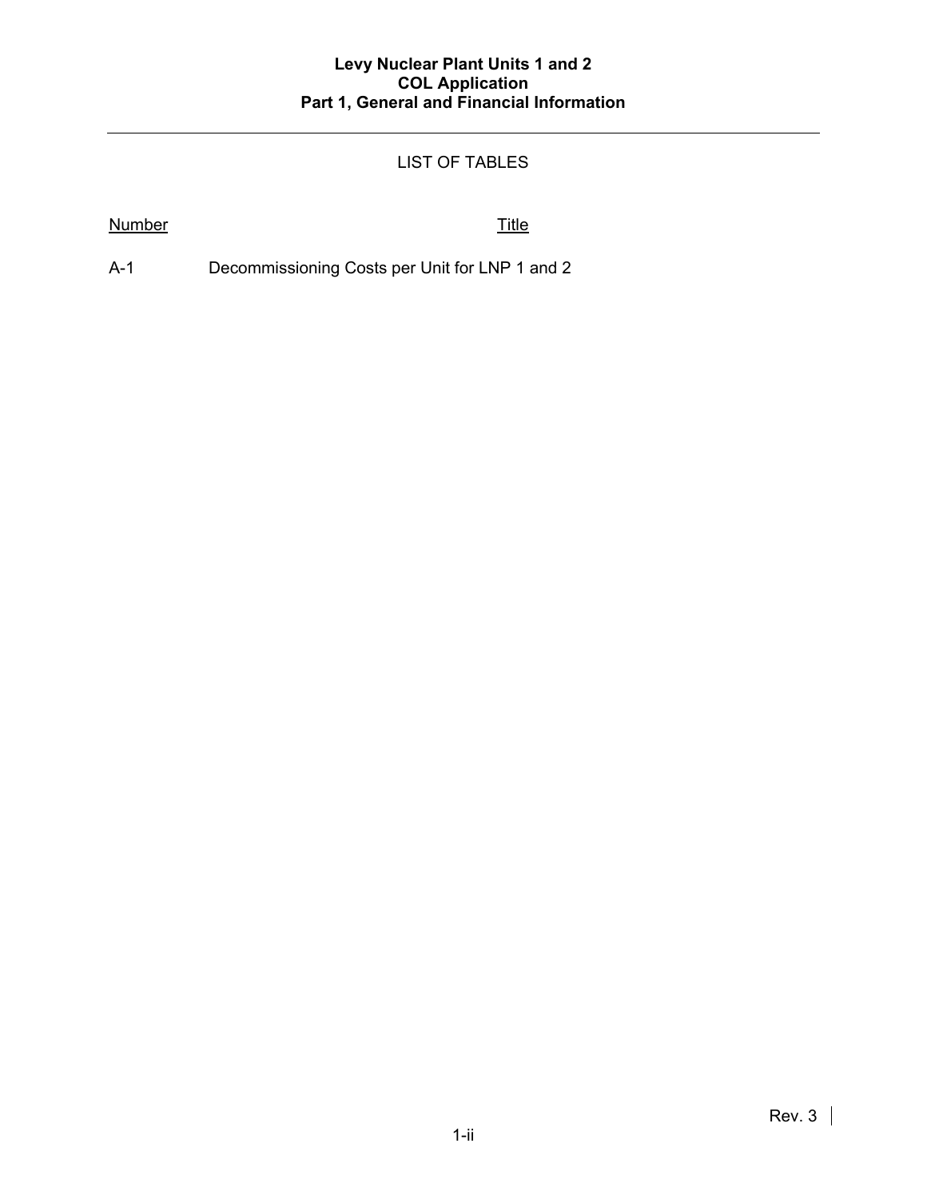## LIST OF TABLES

| Number | Title |
|---|---|
| A-1 | Decommissioning Costs per Unit for LNP 1 and 2 |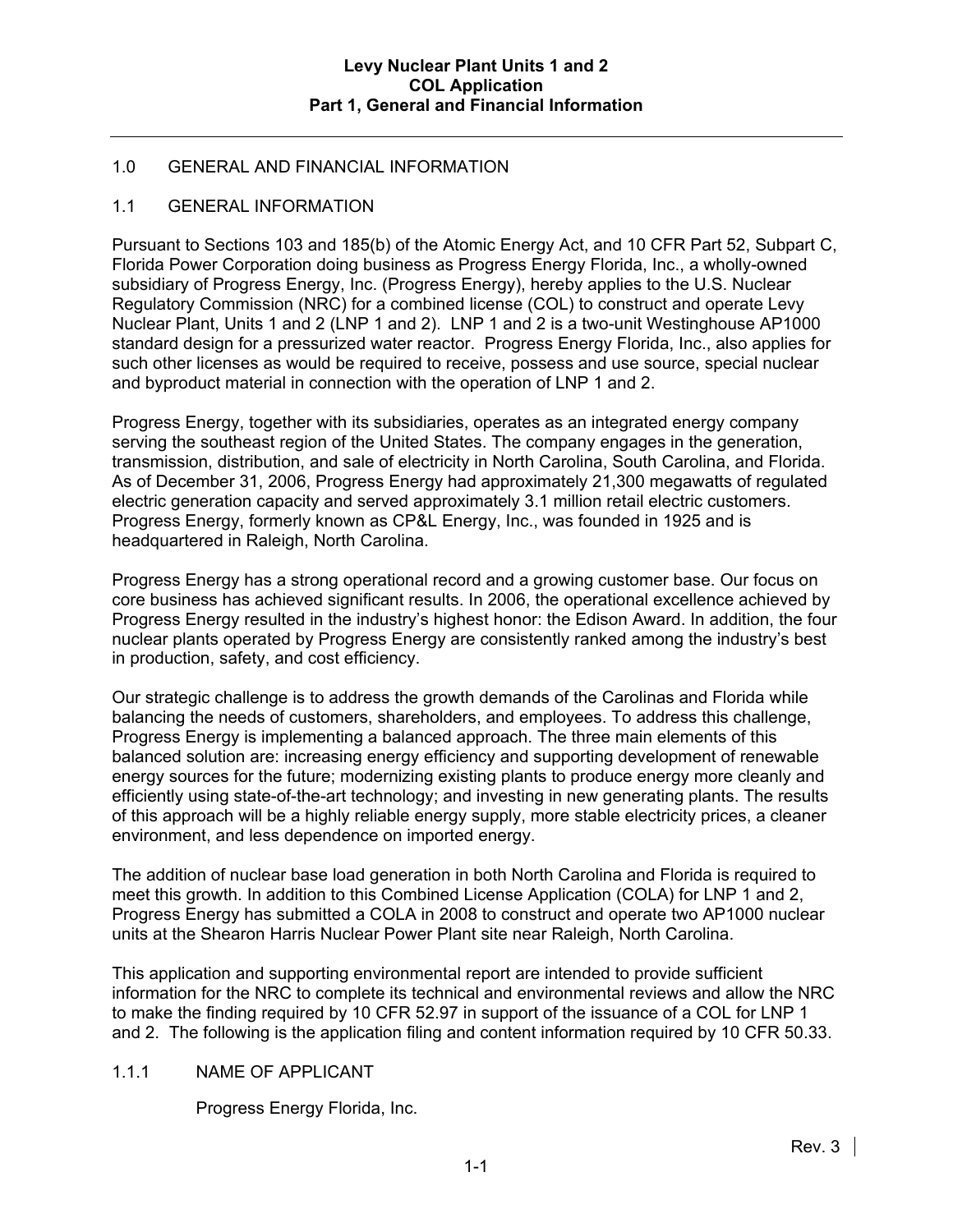# 1.0 GENERAL AND FINANCIAL INFORMATION

## 1.1 GENERAL INFORMATION

Pursuant to Sections 103 and 185(b) of the Atomic Energy Act, and 10 CFR Part 52, Subpart C, Florida Power Corporation doing business as Progress Energy Florida, Inc., a wholly-owned subsidiary of Progress Energy, Inc. (Progress Energy), hereby applies to the U.S. Nuclear Regulatory Commission (NRC) for a combined license (COL) to construct and operate Levy Nuclear Plant, Units 1 and 2 (LNP 1 and 2). LNP 1 and 2 is a two-unit Westinghouse AP1000 standard design for a pressurized water reactor. Progress Energy Florida, Inc., also applies for such other licenses as would be required to receive, possess and use source, special nuclear and byproduct material in connection with the operation of LNP 1 and 2.

Progress Energy, together with its subsidiaries, operates as an integrated energy company serving the southeast region of the United States. The company engages in the generation, transmission, distribution, and sale of electricity in North Carolina, South Carolina, and Florida. As of December 31, 2006, Progress Energy had approximately 21,300 megawatts of regulated electric generation capacity and served approximately 3.1 million retail electric customers. Progress Energy, formerly known as CP&L Energy, Inc., was founded in 1925 and is headquartered in Raleigh, North Carolina.

Progress Energy has a strong operational record and a growing customer base. Our focus on core business has achieved significant results. In 2006, the operational excellence achieved by Progress Energy resulted in the industry's highest honor: the Edison Award. In addition, the four nuclear plants operated by Progress Energy are consistently ranked among the industry's best in production, safety, and cost efficiency.

Our strategic challenge is to address the growth demands of the Carolinas and Florida while balancing the needs of customers, shareholders, and employees. To address this challenge, Progress Energy is implementing a balanced approach. The three main elements of this balanced solution are: increasing energy efficiency and supporting development of renewable energy sources for the future; modernizing existing plants to produce energy more cleanly and efficiently using state-of-the-art technology; and investing in new generating plants. The results of this approach will be a highly reliable energy supply, more stable electricity prices, a cleaner environment, and less dependence on imported energy.

The addition of nuclear base load generation in both North Carolina and Florida is required to meet this growth. In addition to this Combined License Application (COLA) for LNP 1 and 2, Progress Energy has submitted a COLA in 2008 to construct and operate two AP1000 nuclear units at the Shearon Harris Nuclear Power Plant site near Raleigh, North Carolina.

This application and supporting environmental report are intended to provide sufficient information for the NRC to complete its technical and environmental reviews and allow the NRC to make the finding required by 10 CFR 52.97 in support of the issuance of a COL for LNP 1 and 2. The following is the application filing and content information required by 10 CFR 50.33.

### 1.1.1 NAME OF APPLICANT

Progress Energy Florida, Inc.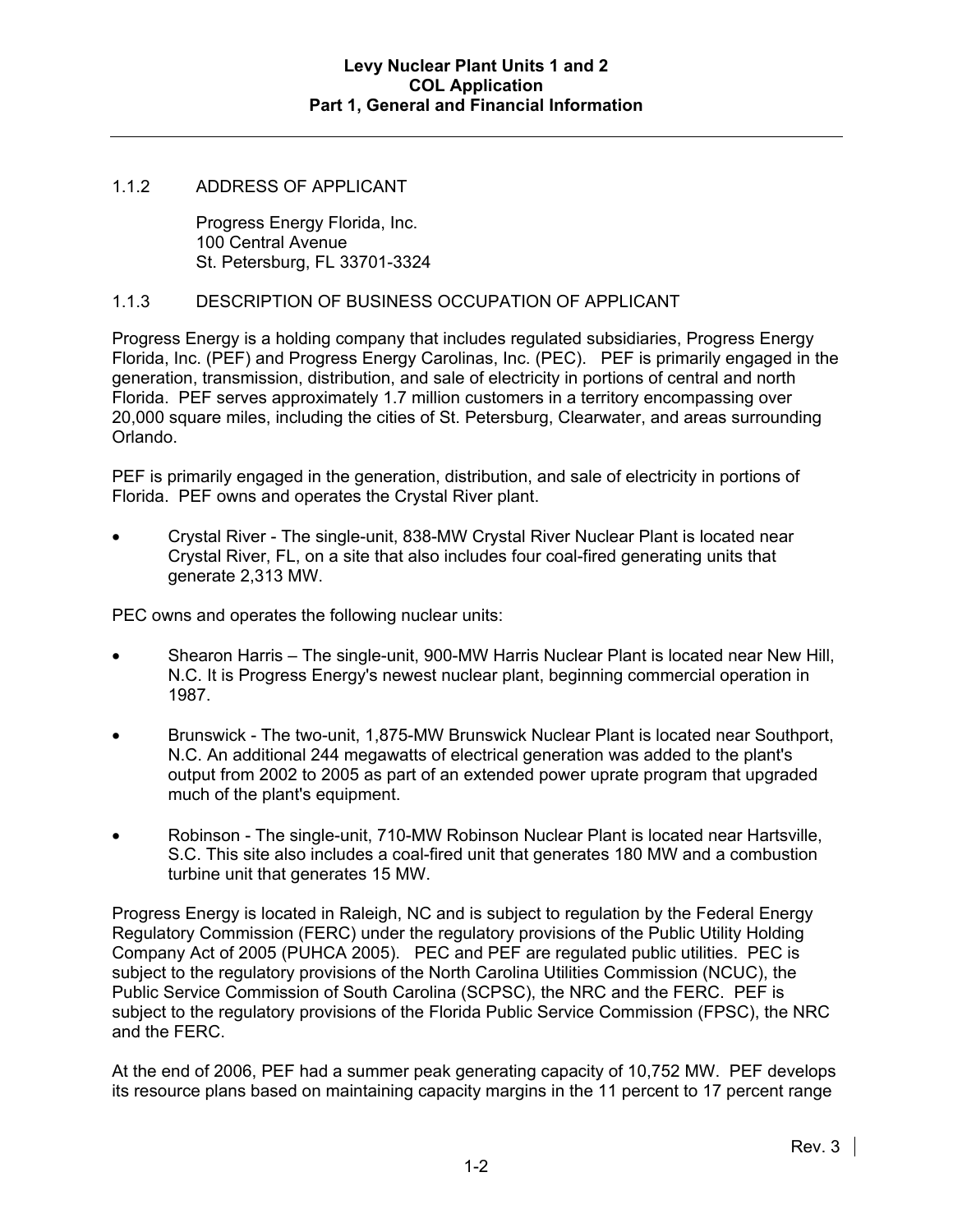### 1.1.2 ADDRESS OF APPLICANT

Progress Energy Florida, Inc.
100 Central Avenue
St. Petersburg, FL 33701-3324

### 1.1.3 DESCRIPTION OF BUSINESS OCCUPATION OF APPLICANT

Progress Energy is a holding company that includes regulated subsidiaries, Progress Energy Florida, Inc. (PEF) and Progress Energy Carolinas, Inc. (PEC). PEF is primarily engaged in the generation, transmission, distribution, and sale of electricity in portions of central and north Florida. PEF serves approximately 1.7 million customers in a territory encompassing over 20,000 square miles, including the cities of St. Petersburg, Clearwater, and areas surrounding Orlando.

PEF is primarily engaged in the generation, distribution, and sale of electricity in portions of Florida. PEF owns and operates the Crystal River plant.

- Crystal River - The single-unit, 838-MW Crystal River Nuclear Plant is located near Crystal River, FL, on a site that also includes four coal-fired generating units that generate 2,313 MW.

PEC owns and operates the following nuclear units:

- Shearon Harris – The single-unit, 900-MW Harris Nuclear Plant is located near New Hill, N.C. It is Progress Energy's newest nuclear plant, beginning commercial operation in 1987.
- Brunswick - The two-unit, 1,875-MW Brunswick Nuclear Plant is located near Southport, N.C. An additional 244 megawatts of electrical generation was added to the plant's output from 2002 to 2005 as part of an extended power uprate program that upgraded much of the plant's equipment.
- Robinson - The single-unit, 710-MW Robinson Nuclear Plant is located near Hartsville, S.C. This site also includes a coal-fired unit that generates 180 MW and a combustion turbine unit that generates 15 MW.

Progress Energy is located in Raleigh, NC and is subject to regulation by the Federal Energy Regulatory Commission (FERC) under the regulatory provisions of the Public Utility Holding Company Act of 2005 (PUHCA 2005). PEC and PEF are regulated public utilities. PEC is subject to the regulatory provisions of the North Carolina Utilities Commission (NCUC), the Public Service Commission of South Carolina (SCPSC), the NRC and the FERC. PEF is subject to the regulatory provisions of the Florida Public Service Commission (FPSC), the NRC and the FERC.

At the end of 2006, PEF had a summer peak generating capacity of 10,752 MW. PEF develops its resource plans based on maintaining capacity margins in the 11 percent to 17 percent range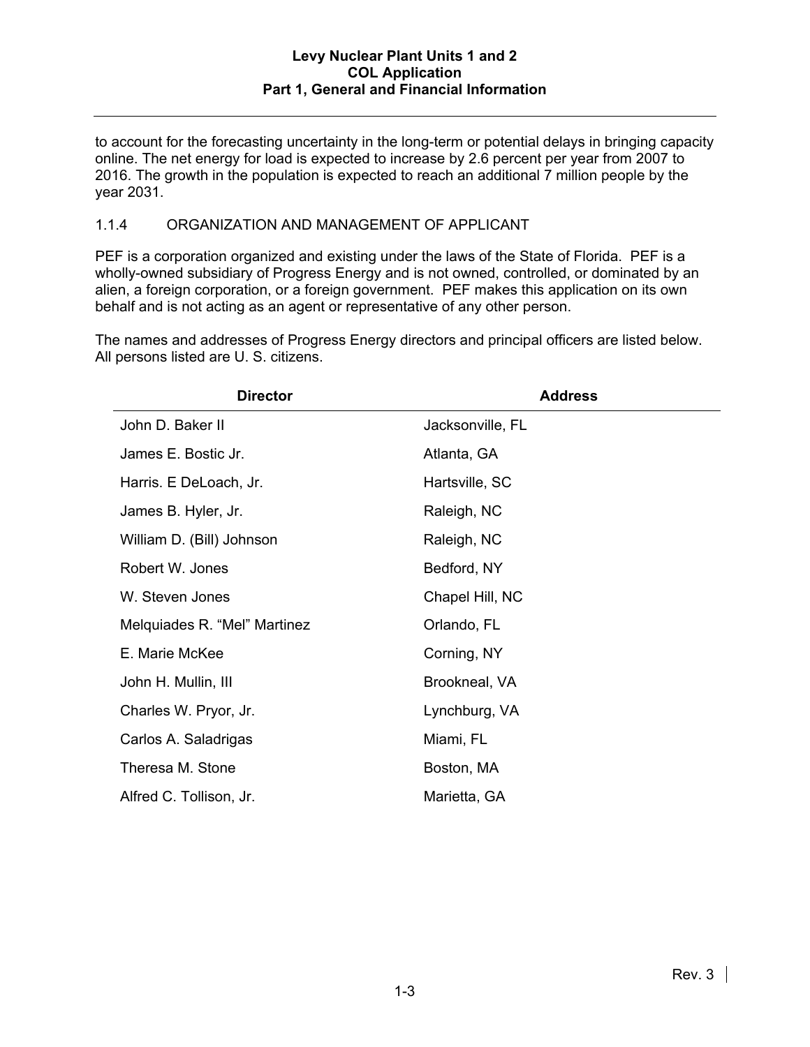to account for the forecasting uncertainty in the long-term or potential delays in bringing capacity online. The net energy for load is expected to increase by 2.6 percent per year from 2007 to 2016. The growth in the population is expected to reach an additional 7 million people by the year 2031.

### 1.1.4 ORGANIZATION AND MANAGEMENT OF APPLICANT

PEF is a corporation organized and existing under the laws of the State of Florida. PEF is a wholly-owned subsidiary of Progress Energy and is not owned, controlled, or dominated by an alien, a foreign corporation, or a foreign government. PEF makes this application on its own behalf and is not acting as an agent or representative of any other person.

The names and addresses of Progress Energy directors and principal officers are listed below. All persons listed are U. S. citizens.

| Director | Address |
|---|---|
| John D. Baker II | Jacksonville, FL |
| James E. Bostic Jr. | Atlanta, GA |
| Harris. E DeLoach, Jr. | Hartsville, SC |
| James B. Hyler, Jr. | Raleigh, NC |
| William D. (Bill) Johnson | Raleigh, NC |
| Robert W. Jones | Bedford, NY |
| W. Steven Jones | Chapel Hill, NC |
| Melquiades R. “Mel” Martinez | Orlando, FL |
| E. Marie McKee | Corning, NY |
| John H. Mullin, III | Brookneal, VA |
| Charles W. Pryor, Jr. | Lynchburg, VA |
| Carlos A. Saladrigas | Miami, FL |
| Theresa M. Stone | Boston, MA |
| Alfred C. Tollison, Jr. | Marietta, GA |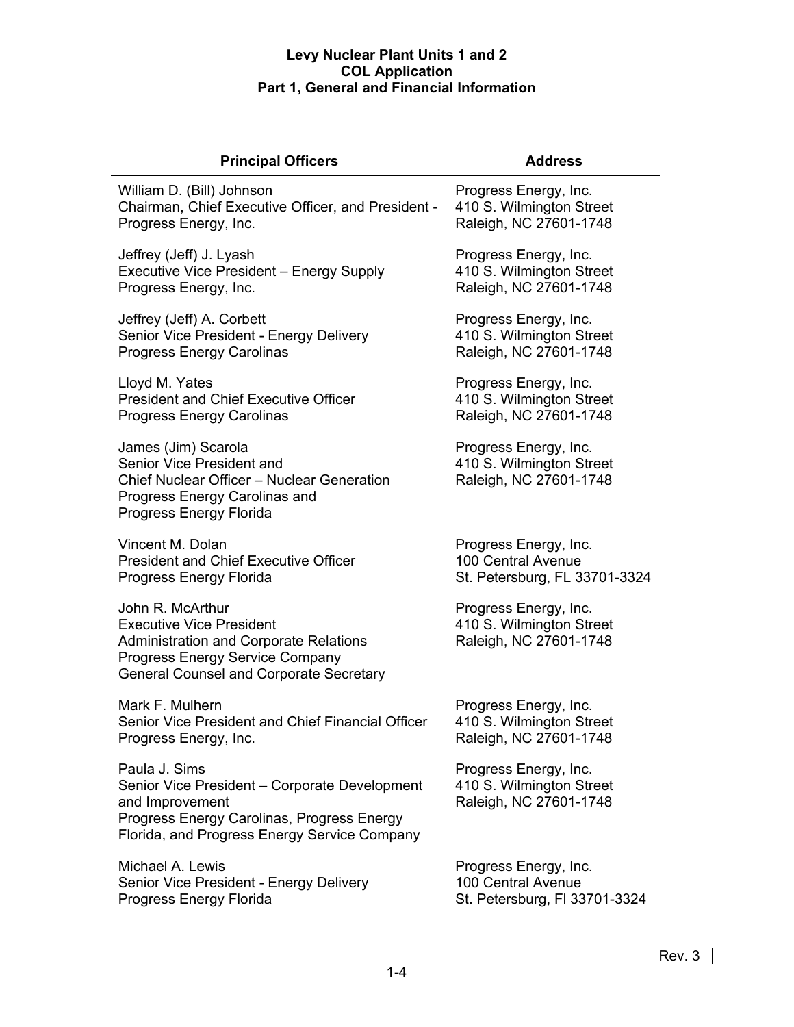| Principal Officers | Address |
|---|---|
| William D. (Bill) Johnson<br>Chairman, Chief Executive Officer, and President - Progress Energy, Inc. | Progress Energy, Inc.<br>410 S. Wilmington Street<br>Raleigh, NC 27601-1748 |
| Jeffrey (Jeff) J. Lyash<br>Executive Vice President – Energy Supply<br>Progress Energy, Inc. | Progress Energy, Inc.<br>410 S. Wilmington Street<br>Raleigh, NC 27601-1748 |
| Jeffrey (Jeff) A. Corbett<br>Senior Vice President - Energy Delivery<br>Progress Energy Carolinas | Progress Energy, Inc.<br>410 S. Wilmington Street<br>Raleigh, NC 27601-1748 |
| Lloyd M. Yates<br>President and Chief Executive Officer<br>Progress Energy Carolinas | Progress Energy, Inc.<br>410 S. Wilmington Street<br>Raleigh, NC 27601-1748 |
| James (Jim) Scarola<br>Senior Vice President and<br>Chief Nuclear Officer – Nuclear Generation<br>Progress Energy Carolinas and<br>Progress Energy Florida | Progress Energy, Inc.<br>410 S. Wilmington Street<br>Raleigh, NC 27601-1748 |
| Vincent M. Dolan<br>President and Chief Executive Officer<br>Progress Energy Florida | Progress Energy, Inc.<br>100 Central Avenue<br>St. Petersburg, FL 33701-3324 |
| John R. McArthur<br>Executive Vice President<br>Administration and Corporate Relations<br>Progress Energy Service Company<br>General Counsel and Corporate Secretary | Progress Energy, Inc.<br>410 S. Wilmington Street<br>Raleigh, NC 27601-1748 |
| Mark F. Mulhern<br>Senior Vice President and Chief Financial Officer<br>Progress Energy, Inc. | Progress Energy, Inc.<br>410 S. Wilmington Street<br>Raleigh, NC 27601-1748 |
| Paula J. Sims<br>Senior Vice President – Corporate Development and Improvement<br>Progress Energy Carolinas, Progress Energy Florida, and Progress Energy Service Company | Progress Energy, Inc.<br>410 S. Wilmington Street<br>Raleigh, NC 27601-1748 |
| Michael A. Lewis<br>Senior Vice President - Energy Delivery<br>Progress Energy Florida | Progress Energy, Inc.<br>100 Central Avenue<br>St. Petersburg, Fl 33701-3324 |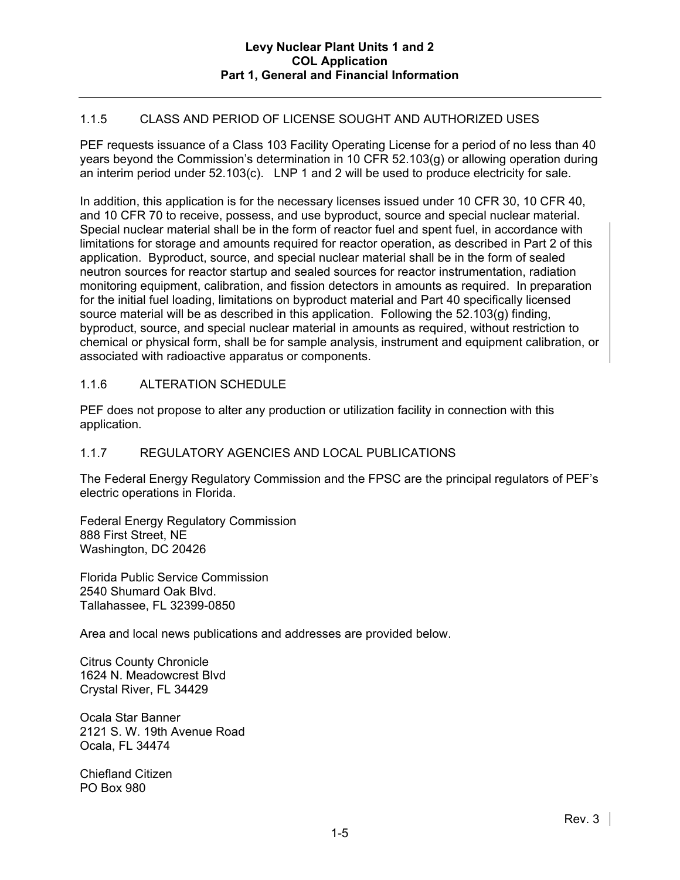### 1.1.5 CLASS AND PERIOD OF LICENSE SOUGHT AND AUTHORIZED USES

PEF requests issuance of a Class 103 Facility Operating License for a period of no less than 40 years beyond the Commission's determination in 10 CFR 52.103(g) or allowing operation during an interim period under 52.103(c). LNP 1 and 2 will be used to produce electricity for sale.

In addition, this application is for the necessary licenses issued under 10 CFR 30, 10 CFR 40, and 10 CFR 70 to receive, possess, and use byproduct, source and special nuclear material. Special nuclear material shall be in the form of reactor fuel and spent fuel, in accordance with limitations for storage and amounts required for reactor operation, as described in Part 2 of this application. Byproduct, source, and special nuclear material shall be in the form of sealed neutron sources for reactor startup and sealed sources for reactor instrumentation, radiation monitoring equipment, calibration, and fission detectors in amounts as required. In preparation for the initial fuel loading, limitations on byproduct material and Part 40 specifically licensed source material will be as described in this application. Following the 52.103(g) finding, byproduct, source, and special nuclear material in amounts as required, without restriction to chemical or physical form, shall be for sample analysis, instrument and equipment calibration, or associated with radioactive apparatus or components.

### 1.1.6 ALTERATION SCHEDULE

PEF does not propose to alter any production or utilization facility in connection with this application.

### 1.1.7 REGULATORY AGENCIES AND LOCAL PUBLICATIONS

The Federal Energy Regulatory Commission and the FPSC are the principal regulators of PEF's electric operations in Florida.

Federal Energy Regulatory Commission
888 First Street, NE
Washington, DC 20426

Florida Public Service Commission
2540 Shumard Oak Blvd.
Tallahassee, FL 32399-0850

Area and local news publications and addresses are provided below.

Citrus County Chronicle
1624 N. Meadowcrest Blvd
Crystal River, FL 34429

Ocala Star Banner
2121 S. W. 19th Avenue Road
Ocala, FL 34474

Chiefland Citizen
PO Box 980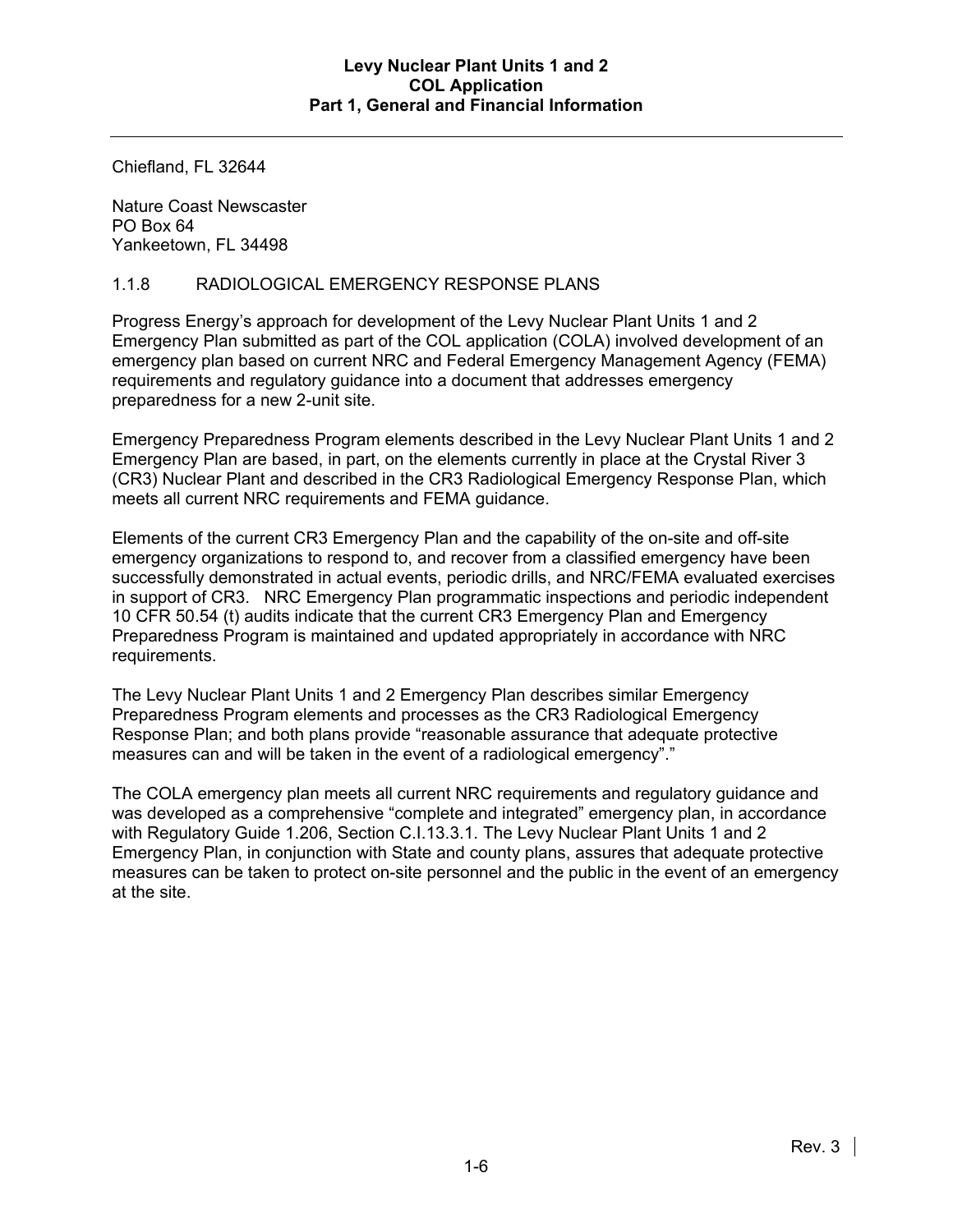Chiefland, FL 32644

Nature Coast Newscaster
PO Box 64
Yankeetown, FL 34498

### 1.1.8 RADIOLOGICAL EMERGENCY RESPONSE PLANS

Progress Energy's approach for development of the Levy Nuclear Plant Units 1 and 2 Emergency Plan submitted as part of the COL application (COLA) involved development of an emergency plan based on current NRC and Federal Emergency Management Agency (FEMA) requirements and regulatory guidance into a document that addresses emergency preparedness for a new 2-unit site.

Emergency Preparedness Program elements described in the Levy Nuclear Plant Units 1 and 2 Emergency Plan are based, in part, on the elements currently in place at the Crystal River 3 (CR3) Nuclear Plant and described in the CR3 Radiological Emergency Response Plan, which meets all current NRC requirements and FEMA guidance.

Elements of the current CR3 Emergency Plan and the capability of the on-site and off-site emergency organizations to respond to, and recover from a classified emergency have been successfully demonstrated in actual events, periodic drills, and NRC/FEMA evaluated exercises in support of CR3. NRC Emergency Plan programmatic inspections and periodic independent 10 CFR 50.54 (t) audits indicate that the current CR3 Emergency Plan and Emergency Preparedness Program is maintained and updated appropriately in accordance with NRC requirements.

The Levy Nuclear Plant Units 1 and 2 Emergency Plan describes similar Emergency Preparedness Program elements and processes as the CR3 Radiological Emergency Response Plan; and both plans provide "reasonable assurance that adequate protective measures can and will be taken in the event of a radiological emergency"."

The COLA emergency plan meets all current NRC requirements and regulatory guidance and was developed as a comprehensive "complete and integrated" emergency plan, in accordance with Regulatory Guide 1.206, Section C.I.13.3.1. The Levy Nuclear Plant Units 1 and 2 Emergency Plan, in conjunction with State and county plans, assures that adequate protective measures can be taken to protect on-site personnel and the public in the event of an emergency at the site.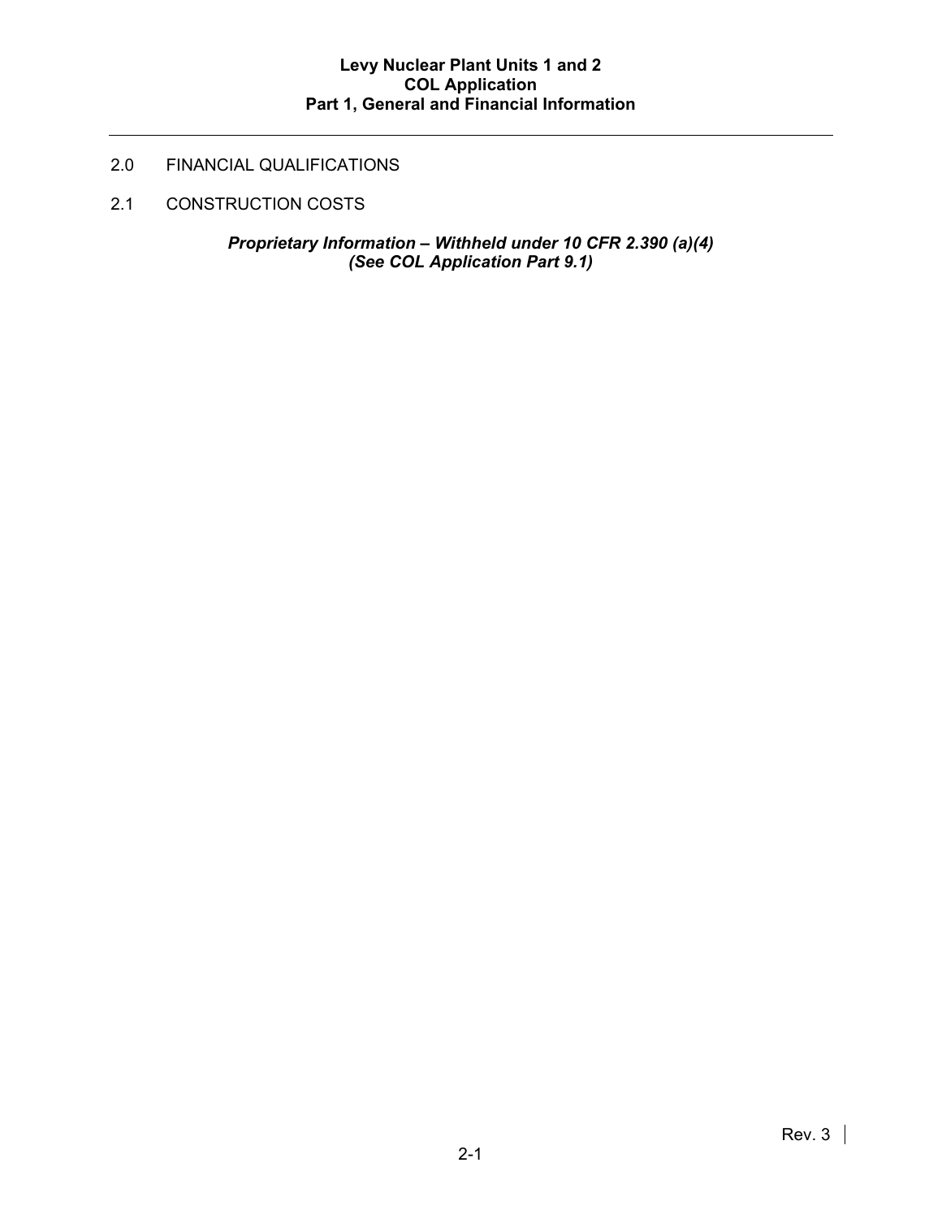## 2.0 FINANCIAL QUALIFICATIONS

### 2.1 CONSTRUCTION COSTS

***Proprietary Information – Withheld under 10 CFR 2.390 (a)(4)***
***(See COL Application Part 9.1)***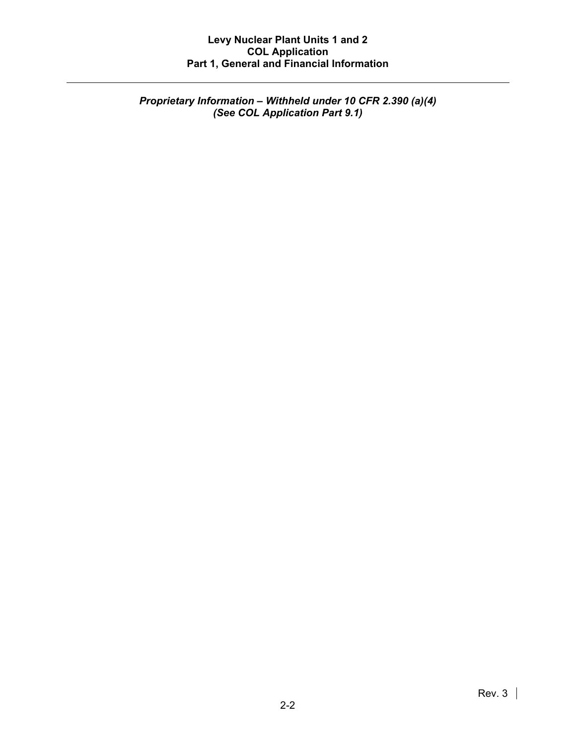*Proprietary Information – Withheld under 10 CFR 2.390 (a)(4)*
*(See COL Application Part 9.1)*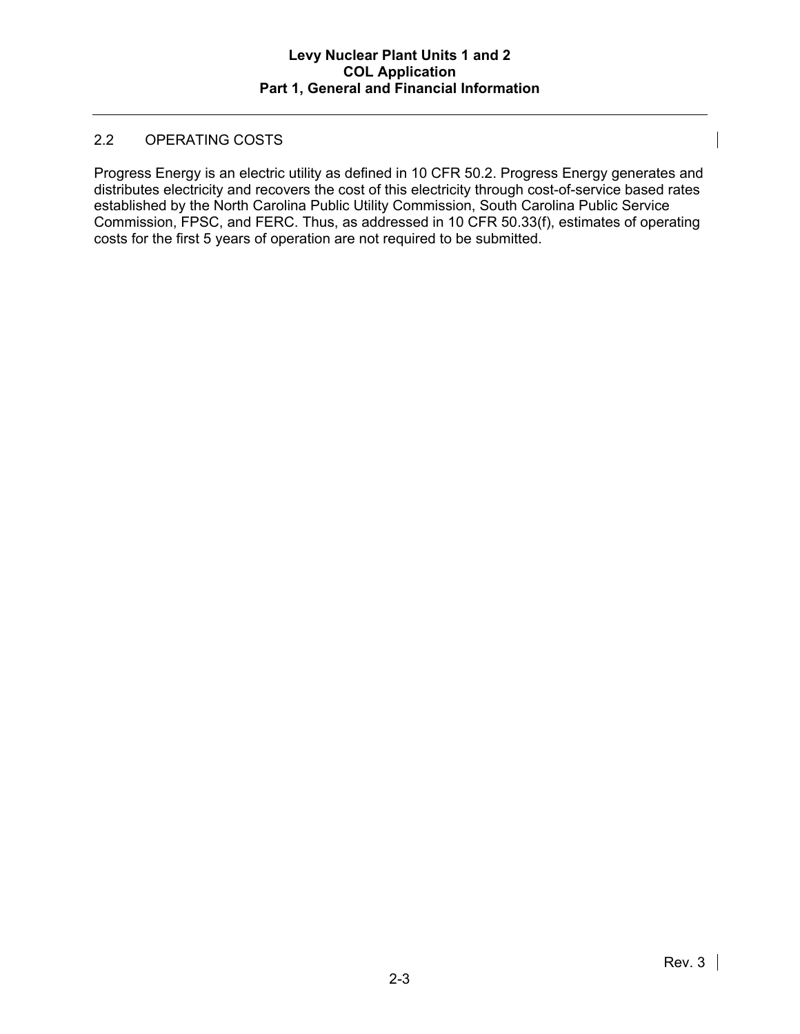## 2.2 OPERATING COSTS

Progress Energy is an electric utility as defined in 10 CFR 50.2. Progress Energy generates and distributes electricity and recovers the cost of this electricity through cost-of-service based rates established by the North Carolina Public Utility Commission, South Carolina Public Service Commission, FPSC, and FERC. Thus, as addressed in 10 CFR 50.33(f), estimates of operating costs for the first 5 years of operation are not required to be submitted.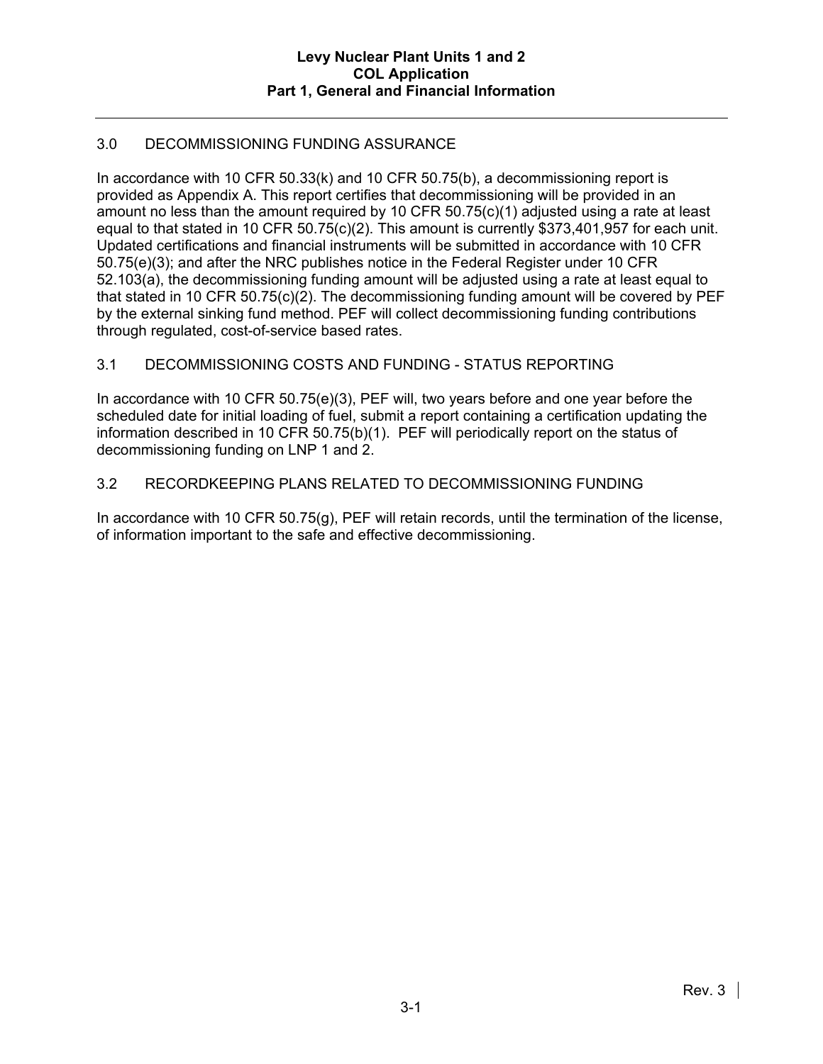## 3.0 DECOMMISSIONING FUNDING ASSURANCE

In accordance with 10 CFR 50.33(k) and 10 CFR 50.75(b), a decommissioning report is provided as Appendix A. This report certifies that decommissioning will be provided in an amount no less than the amount required by 10 CFR 50.75(c)(1) adjusted using a rate at least equal to that stated in 10 CFR 50.75(c)(2). This amount is currently $373,401,957 for each unit. Updated certifications and financial instruments will be submitted in accordance with 10 CFR 50.75(e)(3); and after the NRC publishes notice in the Federal Register under 10 CFR 52.103(a), the decommissioning funding amount will be adjusted using a rate at least equal to that stated in 10 CFR 50.75(c)(2). The decommissioning funding amount will be covered by PEF by the external sinking fund method. PEF will collect decommissioning funding contributions through regulated, cost-of-service based rates.

## 3.1 DECOMMISSIONING COSTS AND FUNDING - STATUS REPORTING

In accordance with 10 CFR 50.75(e)(3), PEF will, two years before and one year before the scheduled date for initial loading of fuel, submit a report containing a certification updating the information described in 10 CFR 50.75(b)(1). PEF will periodically report on the status of decommissioning funding on LNP 1 and 2.

## 3.2 RECORDKEEPING PLANS RELATED TO DECOMMISSIONING FUNDING

In accordance with 10 CFR 50.75(g), PEF will retain records, until the termination of the license, of information important to the safe and effective decommissioning.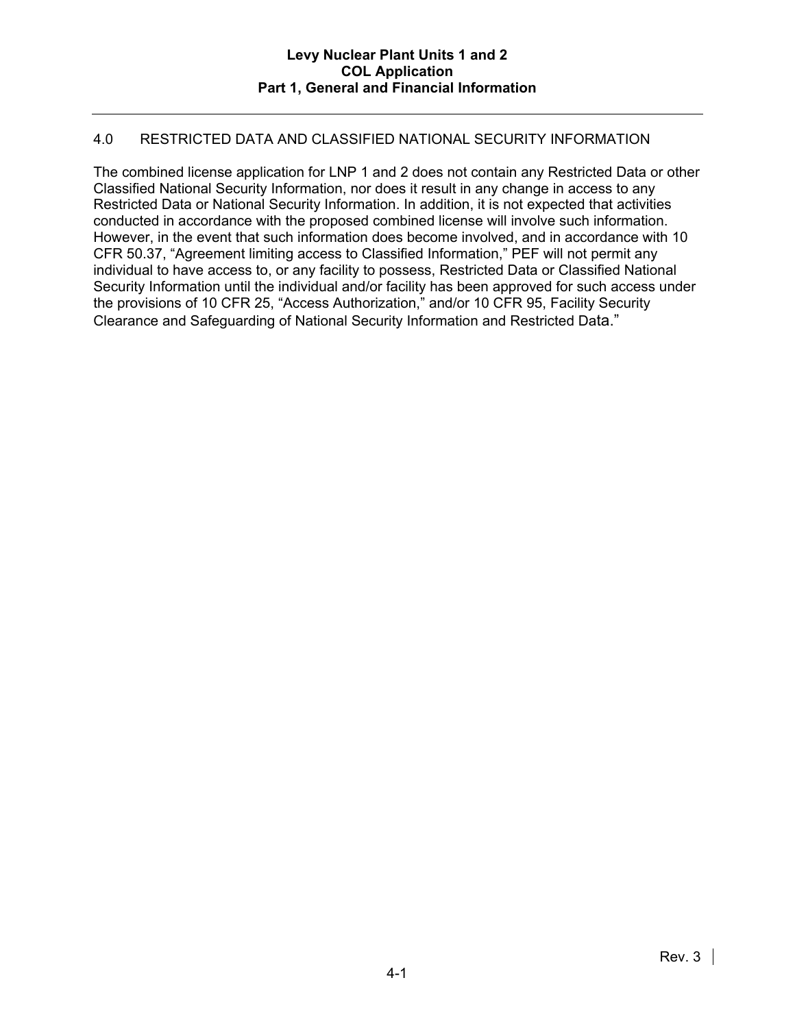## 4.0 RESTRICTED DATA AND CLASSIFIED NATIONAL SECURITY INFORMATION

The combined license application for LNP 1 and 2 does not contain any Restricted Data or other Classified National Security Information, nor does it result in any change in access to any Restricted Data or National Security Information. In addition, it is not expected that activities conducted in accordance with the proposed combined license will involve such information. However, in the event that such information does become involved, and in accordance with 10 CFR 50.37, "Agreement limiting access to Classified Information," PEF will not permit any individual to have access to, or any facility to possess, Restricted Data or Classified National Security Information until the individual and/or facility has been approved for such access under the provisions of 10 CFR 25, "Access Authorization," and/or 10 CFR 95, Facility Security Clearance and Safeguarding of National Security Information and Restricted Data."

Rev. 3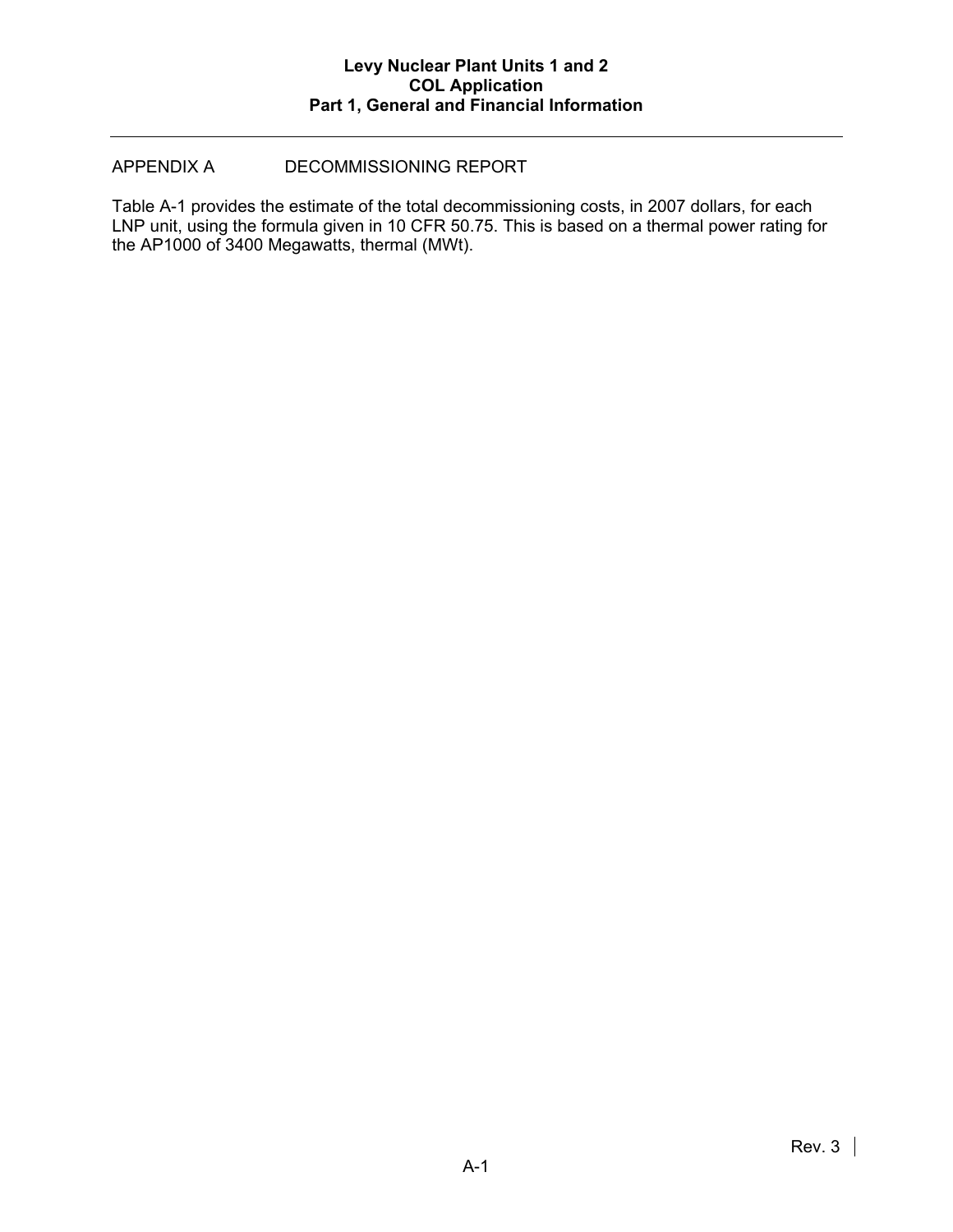## APPENDIX A DECOMMISSIONING REPORT

Table A-1 provides the estimate of the total decommissioning costs, in 2007 dollars, for each LNP unit, using the formula given in 10 CFR 50.75. This is based on a thermal power rating for the AP1000 of 3400 Megawatts, thermal (MWt).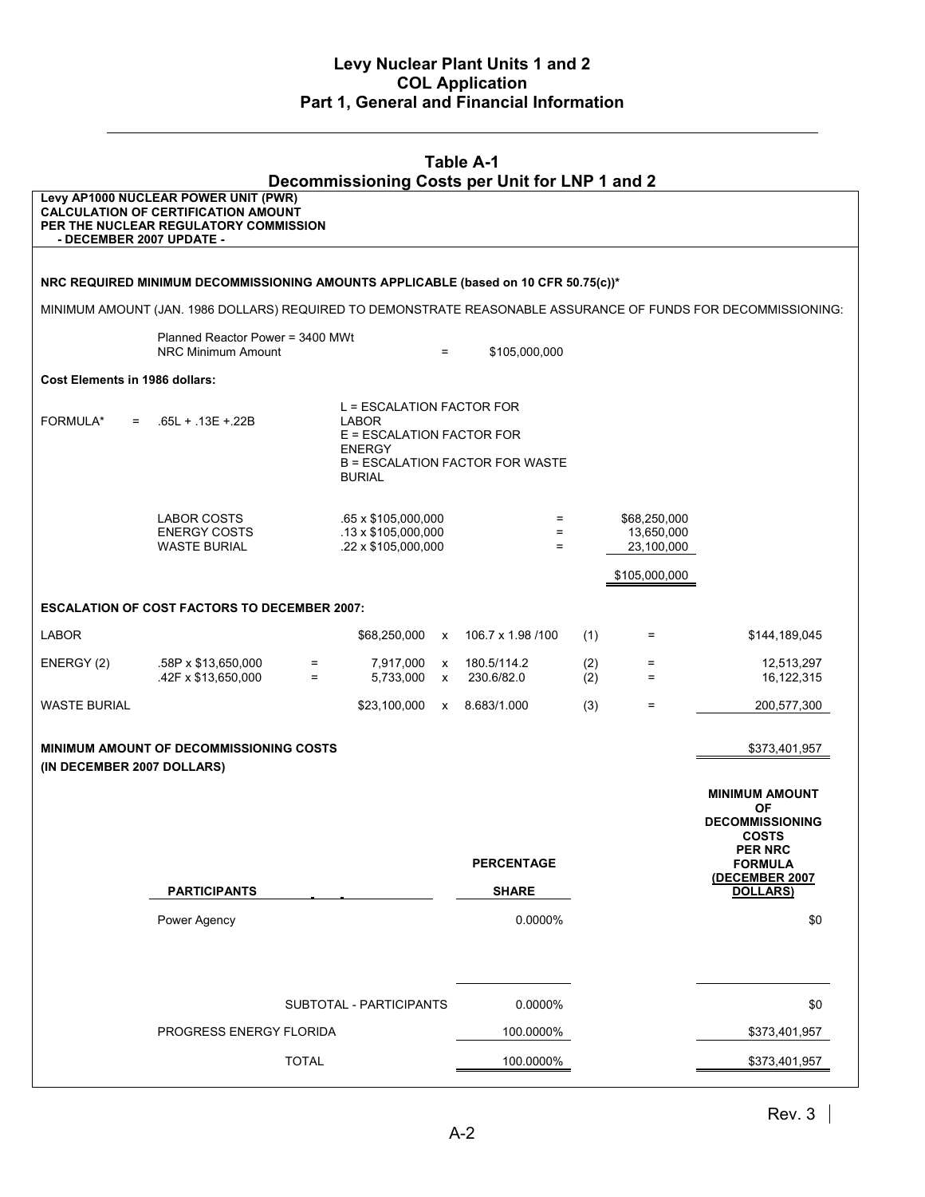## Table A-1
## Decommissioning Costs per Unit for LNP 1 and 2

**Levy AP1000 NUCLEAR POWER UNIT (PWR)**
**CALCULATION OF CERTIFICATION AMOUNT**
**PER THE NUCLEAR REGULATORY COMMISSION**
**- DECEMBER 2007 UPDATE -**

**NRC REQUIRED MINIMUM DECOMMISSIONING AMOUNTS APPLICABLE (based on 10 CFR 50.75(c))***

MINIMUM AMOUNT (JAN. 1986 DOLLARS) REQUIRED TO DEMONSTRATE REASONABLE ASSURANCE OF FUNDS FOR DECOMMISSIONING:

Planned Reactor Power = 3400 MWt
NRC Minimum Amount = $105,000,000

**Cost Elements in 1986 dollars:**

FORMULA* = .65L + .13E +.22B

L = ESCALATION FACTOR FOR LABOR
E = ESCALATION FACTOR FOR ENERGY
B = ESCALATION FACTOR FOR WASTE BURIAL

| | | | |
|---|---|---|---|
| LABOR COSTS | .65 x $105,000,000 | = | $68,250,000 |
| ENERGY COSTS | .13 x $105,000,000 | = | 13,650,000 |
| WASTE BURIAL | .22 x $105,000,000 | = | 23,100,000 |
| | | | $105,000,000 |

**ESCALATION OF COST FACTORS TO DECEMBER 2007:**

| | | | | | | | | |
|---|---|---|---|---|---|---|---|---|
| LABOR | | | $68,250,000 | x | 106.7 x 1.98 /100 | (1) | = | $144,189,045 |
| ENERGY (2) | .58P x $13,650,000 | = | 7,917,000 | x | 180.5/114.2 | (2) | = | 12,513,297 |
| | .42F x $13,650,000 | = | 5,733,000 | x | 230.6/82.0 | (2) | = | 16,122,315 |
| WASTE BURIAL | | | $23,100,000 | x | 8.683/1.000 | (3) | = | 200,577,300 |

**MINIMUM AMOUNT OF DECOMMISSIONING COSTS (IN DECEMBER 2007 DOLLARS)** $373,401,957

| PARTICIPANTS | PERCENTAGE SHARE | MINIMUM AMOUNT OF DECOMMISSIONING COSTS PER NRC FORMULA (DECEMBER 2007 DOLLARS) |
|---|---|---|
| Power Agency | 0.0000% | $0 |
| SUBTOTAL - PARTICIPANTS | 0.0000% | $0 |
| PROGRESS ENERGY FLORIDA | 100.0000% | $373,401,957 |
| TOTAL | 100.0000% | $373,401,957 |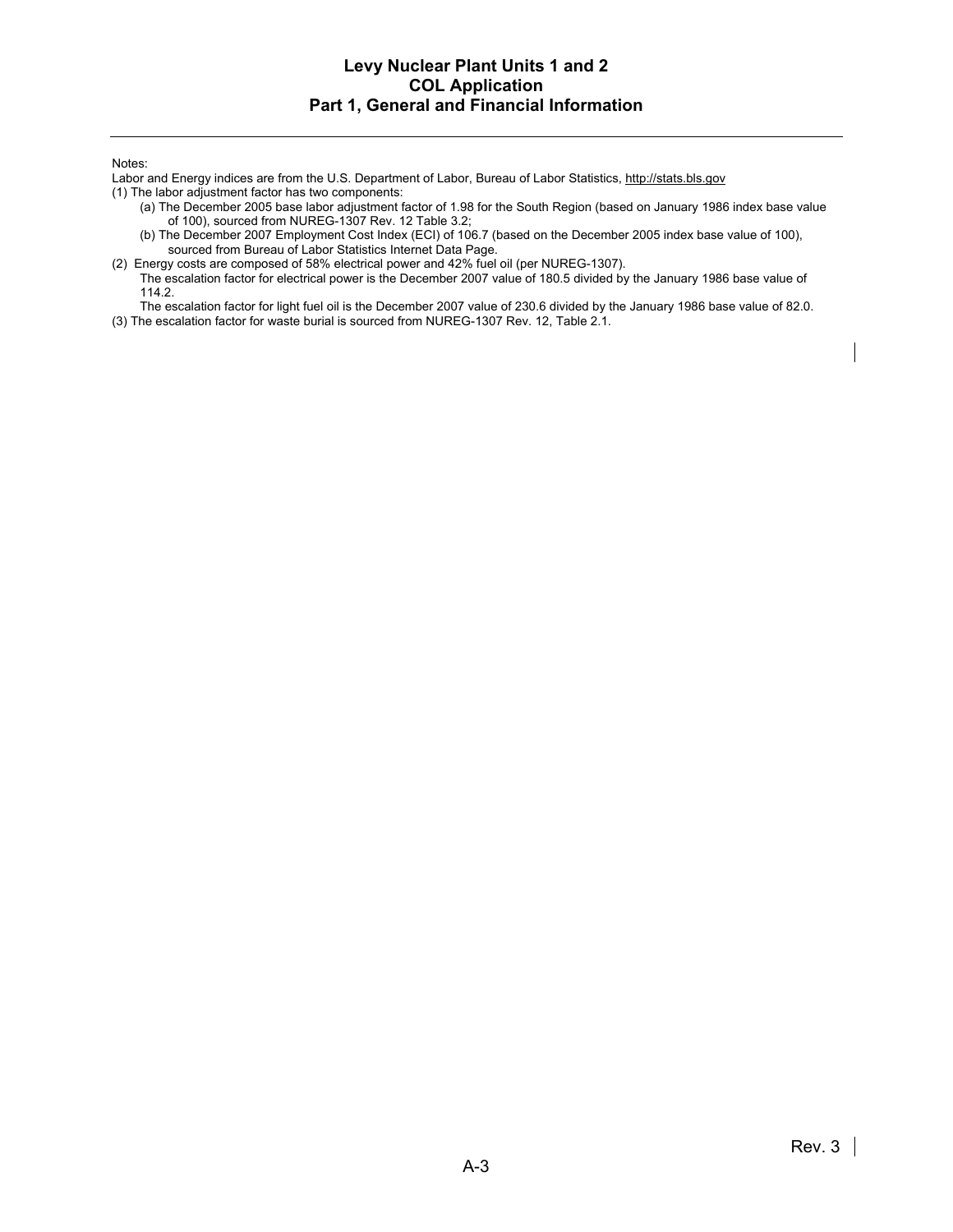Notes:

Labor and Energy indices are from the U.S. Department of Labor, Bureau of Labor Statistics, http://stats.bls.gov

(1) The labor adjustment factor has two components:

- (a) The December 2005 base labor adjustment factor of 1.98 for the South Region (based on January 1986 index base value of 100), sourced from NUREG-1307 Rev. 12 Table 3.2;
- (b) The December 2007 Employment Cost Index (ECI) of 106.7 (based on the December 2005 index base value of 100), sourced from Bureau of Labor Statistics Internet Data Page.

(2) Energy costs are composed of 58% electrical power and 42% fuel oil (per NUREG-1307).

The escalation factor for electrical power is the December 2007 value of 180.5 divided by the January 1986 base value of 114.2.

The escalation factor for light fuel oil is the December 2007 value of 230.6 divided by the January 1986 base value of 82.0.

(3) The escalation factor for waste burial is sourced from NUREG-1307 Rev. 12, Table 2.1.